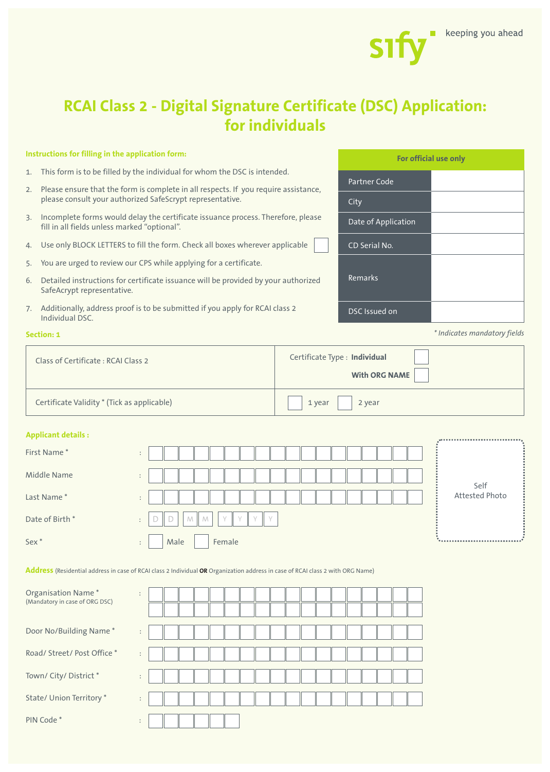sify keeping you ahead

# RCAI Class 2 - Digital Signature Certificate (DSC) Application: for individuals

**Instructions for filling in the application form:**

1. This form is to be filled by the individual for whom the DSC is intended.
2. Please ensure that the form is complete in all respects. If you require assistance, please consult your authorized SafeScrypt representative.
3. Incomplete forms would delay the certificate issuance process. Therefore, please fill in all fields unless marked "optional".
4. Use only BLOCK LETTERS to fill the form. Check all boxes wherever applicable ☐
5. You are urged to review our CPS while applying for a certificate.
6. Detailed instructions for certificate issuance will be provided by your authorized SafeAcrypt representative.
7. Additionally, address proof is to be submitted if you apply for RCAI class 2 Individual DSC.

| For official use only | |
|---|---|
| Partner Code | |
| City | |
| Date of Application | |
| CD Serial No. | |
| Remarks | |
| DSC Issued on | |

*\* Indicates mandatory fields*

**Section: 1**

| | |
|---|---|
| Class of Certificate : RCAI Class 2 | Certificate Type : **Individual** ☐ <br> **With ORG NAME** ☐ |
| Certificate Validity * (Tick as applicable) | ☐ 1 year ☐ 2 year |

**Applicant details :**

First Name * :

Middle Name :

Last Name * :

Date of Birth * : D D M M Y Y Y Y

Sex * : ☐ Male ☐ Female

Self Attested Photo

**Address** (Residential address in case of RCAI class 2 Individual **OR** Organization address in case of RCAI class 2 with ORG Name)

Organisation Name *
(Mandatory in case of ORG DSC) :

Door No/Building Name * :

Road/ Street/ Post Office * :

Town/ City/ District * :

State/ Union Territory * :

PIN Code * :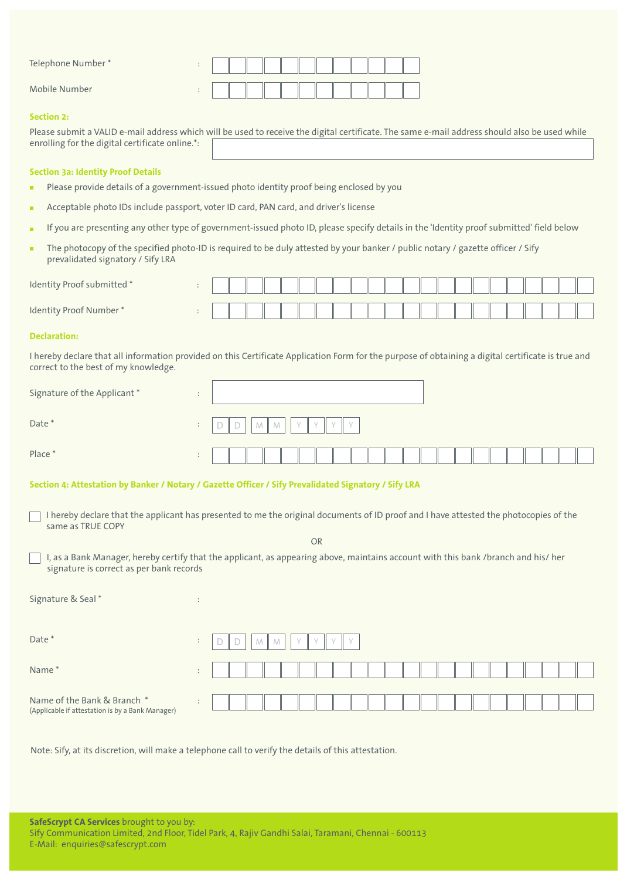Telephone Number * :

Mobile Number :

**Section 2:**

Please submit a VALID e-mail address which will be used to receive the digital certificate. The same e-mail address should also be used while enrolling for the digital certificate online.*:

**Section 3a: Identity Proof Details**

- Please provide details of a government-issued photo identity proof being enclosed by you
- Acceptable photo IDs include passport, voter ID card, PAN card, and driver's license
- If you are presenting any other type of government-issued photo ID, please specify details in the 'Identity proof submitted' field below
- The photocopy of the specified photo-ID is required to be duly attested by your banker / public notary / gazette officer / Sify prevalidated signatory / Sify LRA

Identity Proof submitted * :

Identity Proof Number * :

**Declaration:**

I hereby declare that all information provided on this Certificate Application Form for the purpose of obtaining a digital certificate is true and correct to the best of my knowledge.

Signature of the Applicant * :

Date * : D D M M Y Y Y Y

Place * :

**Section 4: Attestation by Banker / Notary / Gazette Officer / Sify Prevalidated Signatory / Sify LRA**

☐ I hereby declare that the applicant has presented to me the original documents of ID proof and I have attested the photocopies of the same as TRUE COPY

OR

☐ I, as a Bank Manager, hereby certify that the applicant, as appearing above, maintains account with this bank /branch and his/ her signature is correct as per bank records

Signature & Seal * :

Date * : D D M M Y Y Y Y

Name * :

Name of the Bank & Branch * :
(Applicable if attestation is by a Bank Manager)

Note: Sify, at its discretion, will make a telephone call to verify the details of this attestation.

**SafeScrypt CA Services** brought to you by:
Sify Communication Limited, 2nd Floor, Tidel Park, 4, Rajiv Gandhi Salai, Taramani, Chennai - 600113
E-Mail: enquiries@safescrypt.com